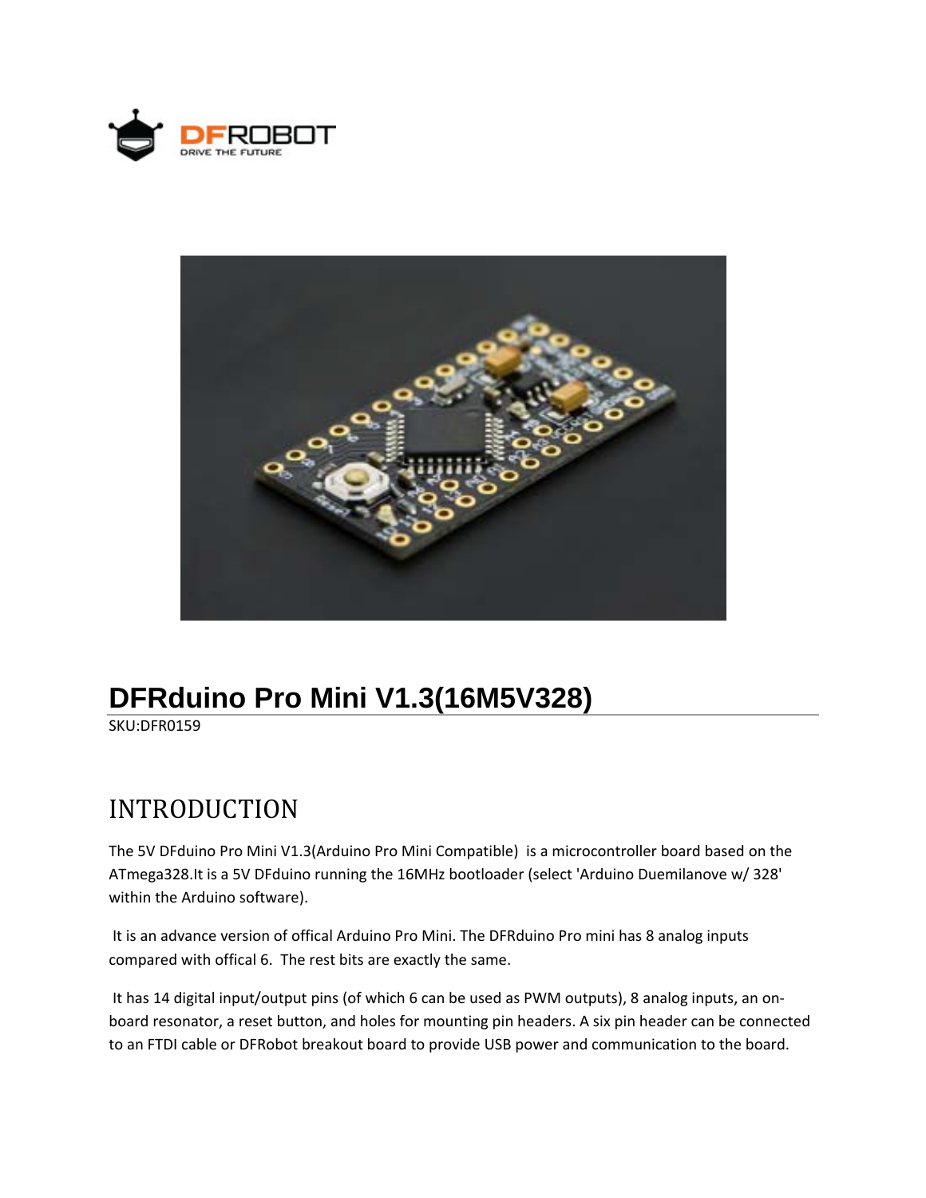# DFRduino Pro Mini V1.3(16M5V328)

SKU:DFR0159

## INTRODUCTION

The 5V DFduino Pro Mini V1.3(Arduino Pro Mini Compatible) is a microcontroller board based on the ATmega328.It is a 5V DFduino running the 16MHz bootloader (select 'Arduino Duemilanove w/ 328' within the Arduino software).

It is an advance version of offical Arduino Pro Mini. The DFRduino Pro mini has 8 analog inputs compared with offical 6. The rest bits are exactly the same.

It has 14 digital input/output pins (of which 6 can be used as PWM outputs), 8 analog inputs, an on-board resonator, a reset button, and holes for mounting pin headers. A six pin header can be connected to an FTDI cable or DFRobot breakout board to provide USB power and communication to the board.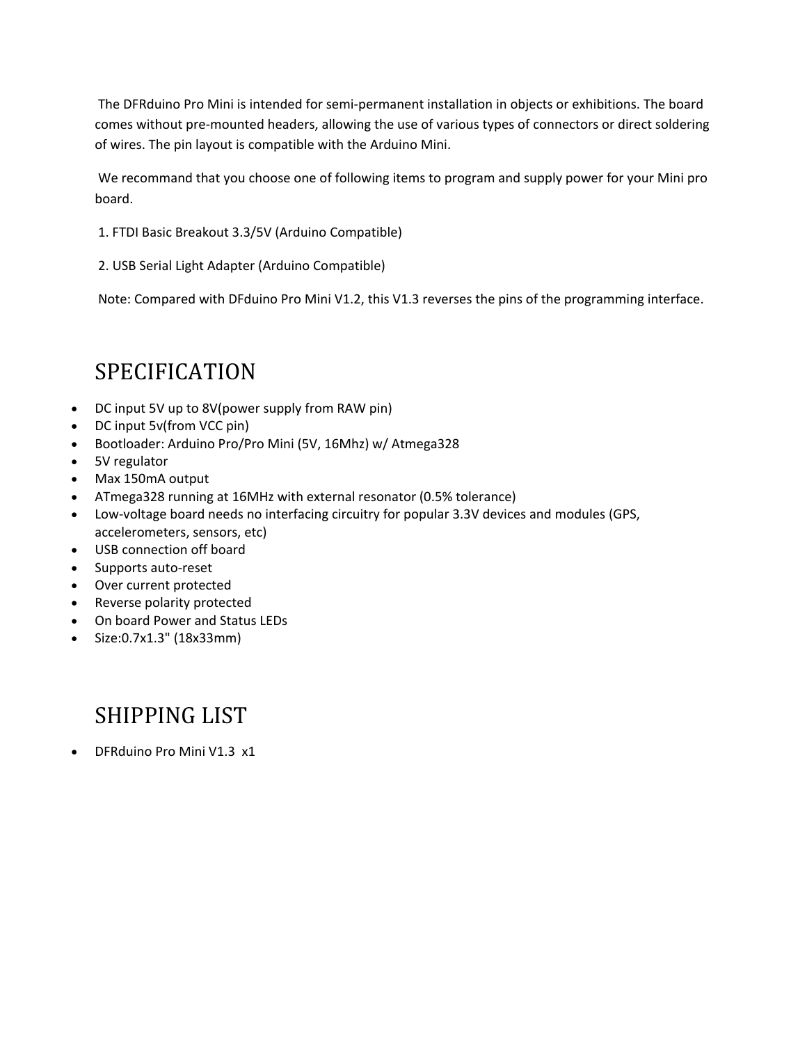The DFRduino Pro Mini is intended for semi-permanent installation in objects or exhibitions. The board comes without pre-mounted headers, allowing the use of various types of connectors or direct soldering of wires. The pin layout is compatible with the Arduino Mini.

We recommand that you choose one of following items to program and supply power for your Mini pro board.

1. FTDI Basic Breakout 3.3/5V (Arduino Compatible)

2. USB Serial Light Adapter (Arduino Compatible)

Note: Compared with DFduino Pro Mini V1.2, this V1.3 reverses the pins of the programming interface.

# SPECIFICATION

- DC input 5V up to 8V(power supply from RAW pin)
- DC input 5v(from VCC pin)
- Bootloader: Arduino Pro/Pro Mini (5V, 16Mhz) w/ Atmega328
- 5V regulator
- Max 150mA output
- ATmega328 running at 16MHz with external resonator (0.5% tolerance)
- Low-voltage board needs no interfacing circuitry for popular 3.3V devices and modules (GPS, accelerometers, sensors, etc)
- USB connection off board
- Supports auto-reset
- Over current protected
- Reverse polarity protected
- On board Power and Status LEDs
- Size:0.7x1.3" (18x33mm)

# SHIPPING LIST

- DFRduino Pro Mini V1.3 x1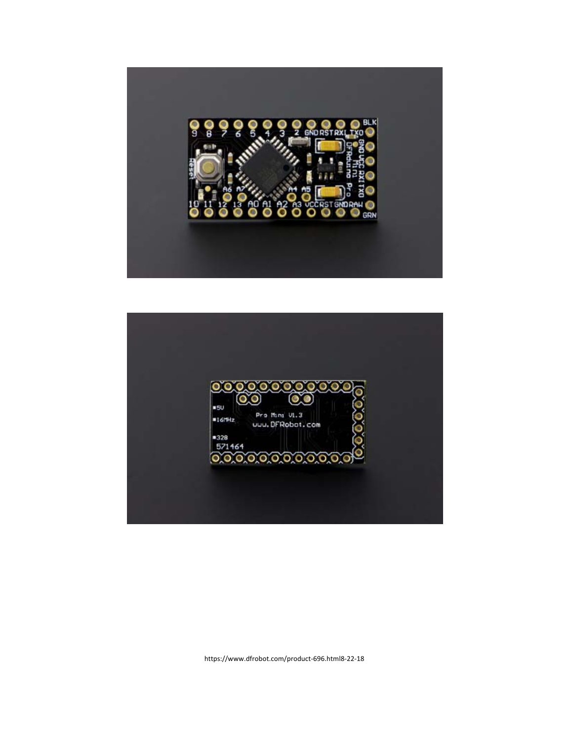https://www.dfrobot.com/product-696.html8-22-18